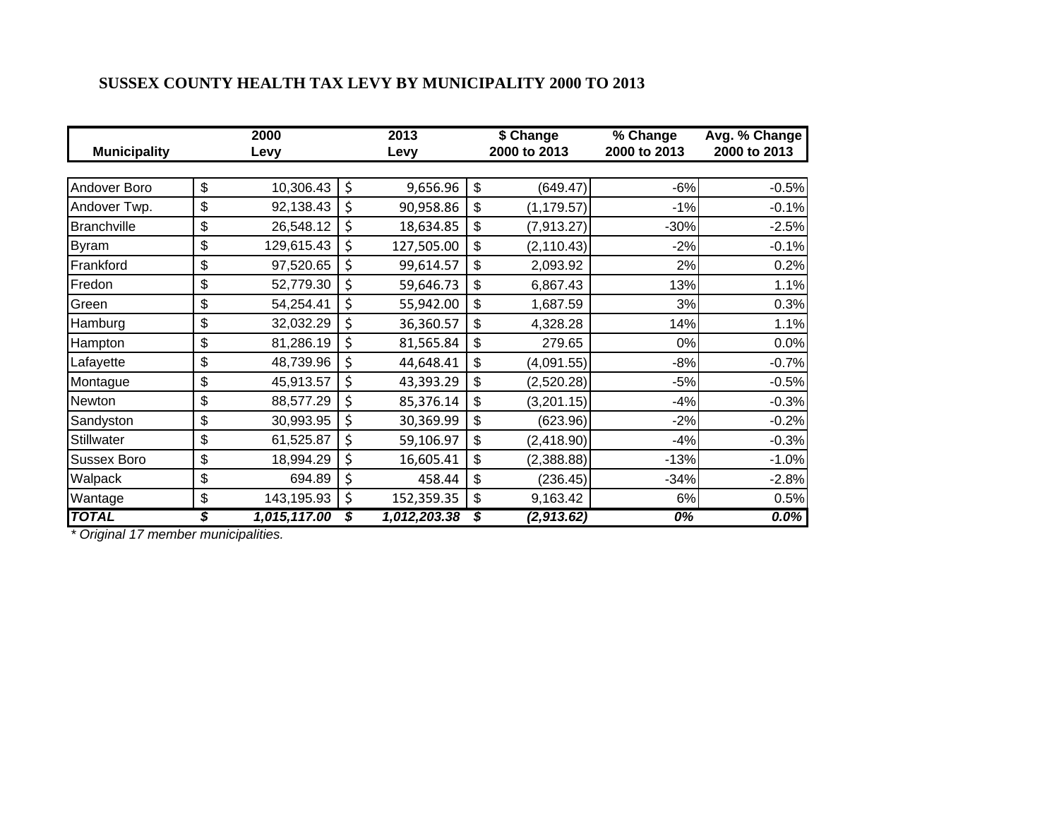# SUSSEX COUNTY HEALTH TAX LEVY BY MUNICIPALITY 2000 TO 2013

| Municipality | 2000 Levy | 2013 Levy | $ Change 2000 to 2013 | % Change 2000 to 2013 | Avg. % Change 2000 to 2013 |
|---|---|---|---|---|---|
| Andover Boro | $ 10,306.43 | $ 9,656.96 | $ (649.47) | -6% | -0.5% |
| Andover Twp. | $ 92,138.43 | $ 90,958.86 | $ (1,179.57) | -1% | -0.1% |
| Branchville | $ 26,548.12 | $ 18,634.85 | $ (7,913.27) | -30% | -2.5% |
| Byram | $ 129,615.43 | $ 127,505.00 | $ (2,110.43) | -2% | -0.1% |
| Frankford | $ 97,520.65 | $ 99,614.57 | $ 2,093.92 | 2% | 0.2% |
| Fredon | $ 52,779.30 | $ 59,646.73 | $ 6,867.43 | 13% | 1.1% |
| Green | $ 54,254.41 | $ 55,942.00 | $ 1,687.59 | 3% | 0.3% |
| Hamburg | $ 32,032.29 | $ 36,360.57 | $ 4,328.28 | 14% | 1.1% |
| Hampton | $ 81,286.19 | $ 81,565.84 | $ 279.65 | 0% | 0.0% |
| Lafayette | $ 48,739.96 | $ 44,648.41 | $ (4,091.55) | -8% | -0.7% |
| Montague | $ 45,913.57 | $ 43,393.29 | $ (2,520.28) | -5% | -0.5% |
| Newton | $ 88,577.29 | $ 85,376.14 | $ (3,201.15) | -4% | -0.3% |
| Sandyston | $ 30,993.95 | $ 30,369.99 | $ (623.96) | -2% | -0.2% |
| Stillwater | $ 61,525.87 | $ 59,106.97 | $ (2,418.90) | -4% | -0.3% |
| Sussex Boro | $ 18,994.29 | $ 16,605.41 | $ (2,388.88) | -13% | -1.0% |
| Walpack | $ 694.89 | $ 458.44 | $ (236.45) | -34% | -2.8% |
| Wantage | $ 143,195.93 | $ 152,359.35 | $ 9,163.42 | 6% | 0.5% |
| ***TOTAL*** | ***$ 1,015,117.00*** | ***$ 1,012,203.38*** | ***$ (2,913.62)*** | ***0%*** | ***0.0%*** |

*\* Original 17 member municipalities.*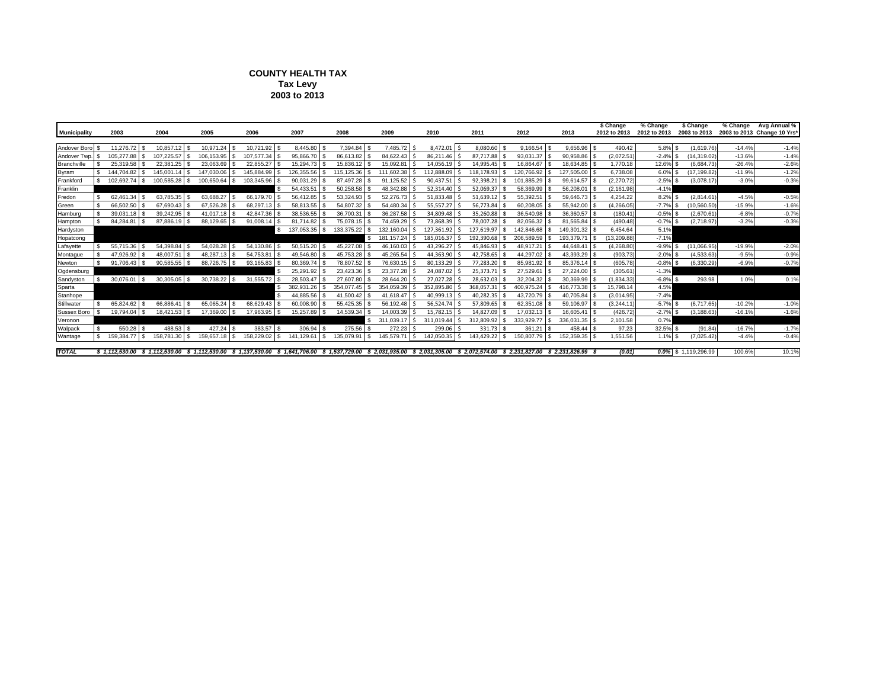**COUNTY HEALTH TAX**
**Tax Levy**
**2003 to 2013**

| Municipality | 2003 | 2004 | 2005 | 2006 | 2007 | 2008 | 2009 | 2010 | 2011 | 2012 | 2013 | $ Change 2012 to 2013 | % Change 2012 to 2013 | $ Change 2003 to 2013 | % Change 2003 to 2013 | Avg Annual % Change 10 Yrs* |
|---|---|---|---|---|---|---|---|---|---|---|---|---|---|---|---|---|
| Andover Boro | $ 11,276.72 | $ 10,857.12 | $ 10,971.24 | $ 10,721.92 | $ 8,445.80 | $ 7,394.84 | $ 7,485.72 | $ 8,472.01 | $ 8,080.60 | $ 9,166.54 | $ 9,656.96 | $ 490.42 | 5.8% | $ (1,619.76) | -14.4% | -1.4% |
| Andover Twp. | $ 105,277.88 | $ 107,225.57 | $ 106,153.95 | $ 107,577.34 | $ 95,866.70 | $ 86,613.82 | $ 84,622.43 | $ 86,211.46 | $ 87,717.88 | $ 93,031.37 | $ 90,958.86 | $ (2,072.51) | -2.4% | $ (14,319.02) | -13.6% | -1.4% |
| Branchville | $ 25,319.58 | $ 22,381.25 | $ 23,063.69 | $ 22,855.27 | $ 15,294.73 | $ 15,836.12 | $ 15,092.81 | $ 14,056.19 | $ 14,995.45 | $ 16,864.67 | $ 18,634.85 | $ 1,770.18 | 12.6% | $ (6,684.73) | -26.4% | -2.6% |
| Byram | $ 144,704.82 | $ 145,001.14 | $ 147,030.06 | $ 145,884.99 | $ 126,355.56 | $ 115,125.36 | $ 111,602.38 | $ 112,888.09 | $ 118,178.93 | $ 120,766.92 | $ 127,505.00 | $ 6,738.08 | 6.0% | $ (17,199.82) | -11.9% | -1.2% |
| Frankford | $ 102,692.74 | $ 100,585.28 | $ 100,650.64 | $ 103,345.96 | $ 90,031.29 | $ 87,497.28 | $ 91,125.52 | $ 90,437.51 | $ 92,398.21 | $ 101,885.29 | $ 99,614.57 | $ (2,270.72) | -2.5% | $ (3,078.17) | -3.0% | -0.3% |
| Franklin | | | | | $ 54,433.51 | $ 50,258.58 | $ 48,342.88 | $ 52,314.40 | $ 52,069.37 | $ 58,369.99 | $ 56,208.01 | $ (2,161.98) | -4.1% | | | |
| Fredon | $ 62,461.34 | $ 63,785.35 | $ 63,688.27 | $ 66,179.70 | $ 56,412.85 | $ 53,324.93 | $ 52,276.73 | $ 51,833.48 | $ 51,639.12 | $ 55,392.51 | $ 59,646.73 | $ 4,254.22 | 8.2% | $ (2,814.61) | -4.5% | -0.5% |
| Green | $ 66,502.50 | $ 67,690.43 | $ 67,526.28 | $ 68,297.13 | $ 58,813.55 | $ 54,807.32 | $ 54,480.34 | $ 55,557.27 | $ 56,773.84 | $ 60,208.05 | $ 55,942.00 | $ (4,266.05) | -7.7% | $ (10,560.50) | -15.9% | -1.6% |
| Hamburg | $ 39,031.18 | $ 39,242.95 | $ 41,017.18 | $ 42,847.36 | $ 38,536.55 | $ 36,700.31 | $ 36,287.58 | $ 34,809.48 | $ 35,260.88 | $ 36,540.98 | $ 36,360.57 | $ (180.41) | -0.5% | $ (2,670.61) | -6.8% | -0.7% |
| Hampton | $ 84,284.81 | $ 87,886.19 | $ 88,129.65 | $ 91,008.14 | $ 81,714.82 | $ 75,078.15 | $ 74,459.29 | $ 73,868.39 | $ 78,007.28 | $ 82,056.32 | $ 81,565.84 | $ (490.48) | -0.7% | $ (2,718.97) | -3.2% | -0.3% |
| Hardyston | | | | | $ 137,053.35 | $ 133,375.22 | $ 132,160.04 | $ 127,361.92 | $ 127,619.97 | $ 142,846.68 | $ 149,301.32 | $ 6,454.64 | 5.1% | | | |
| Hopatcong | | | | | | | $ 181,157.24 | $ 185,016.37 | $ 192,390.68 | $ 206,589.59 | $ 193,379.71 | $ (13,209.88) | -7.1% | | | |
| Lafayette | $ 55,715.36 | $ 54,398.84 | $ 54,028.28 | $ 54,130.86 | $ 50,515.20 | $ 45,227.08 | $ 46,160.03 | $ 43,296.27 | $ 45,846.93 | $ 48,917.21 | $ 44,648.41 | $ (4,268.80) | -9.9% | $ (11,066.95) | -19.9% | -2.0% |
| Montague | $ 47,926.92 | $ 48,007.51 | $ 48,287.13 | $ 54,753.81 | $ 49,546.80 | $ 45,753.28 | $ 45,265.54 | $ 44,363.90 | $ 42,758.65 | $ 44,297.02 | $ 43,393.29 | $ (903.73) | -2.0% | $ (4,533.63) | -9.5% | -0.9% |
| Newton | $ 91,706.43 | $ 90,585.55 | $ 88,726.75 | $ 93,165.83 | $ 80,369.74 | $ 78,807.52 | $ 76,630.15 | $ 80,133.29 | $ 77,283.20 | $ 85,981.92 | $ 85,376.14 | $ (605.78) | -0.8% | $ (6,330.29) | -6.9% | -0.7% |
| Ogdensburg | | | | | $ 25,291.92 | $ 23,423.36 | $ 23,377.28 | $ 24,087.02 | $ 25,373.71 | $ 27,529.61 | $ 27,224.00 | $ (305.61) | -1.3% | | | |
| Sandyston | $ 30,076.01 | $ 30,305.05 | $ 30,738.22 | $ 31,555.72 | $ 28,503.47 | $ 27,607.80 | $ 28,644.20 | $ 27,027.28 | $ 28,632.03 | $ 32,204.32 | $ 30,369.99 | $ (1,834.33) | -6.8% | $ 293.98 | 1.0% | 0.1% |
| Sparta | | | | | $ 382,931.26 | $ 354,077.45 | $ 354,059.39 | $ 352,895.80 | $ 368,057.31 | $ 400,975.24 | $ 416,773.38 | $ 15,798.14 | 4.5% | | | |
| Stanhope | | | | | $ 44,885.56 | $ 41,500.42 | $ 41,618.47 | $ 40,999.13 | $ 40,282.35 | $ 43,720.79 | $ 40,705.84 | $ (3,014.95) | -7.4% | | | |
| Stillwater | $ 65,824.62 | $ 66,886.41 | $ 65,065.24 | $ 68,629.43 | $ 60,008.90 | $ 55,425.35 | $ 56,192.48 | $ 56,524.74 | $ 57,809.65 | $ 62,351.08 | $ 59,106.97 | $ (3,244.11) | -5.7% | $ (6,717.65) | -10.2% | -1.0% |
| Sussex Boro | $ 19,794.04 | $ 18,421.53 | $ 17,369.00 | $ 17,963.95 | $ 15,257.89 | $ 14,539.34 | $ 14,003.39 | $ 15,782.15 | $ 14,827.09 | $ 17,032.13 | $ 16,605.41 | $ (426.72) | -2.7% | $ (3,188.63) | -16.1% | -1.6% |
| Veronon | | | | | | | $ 311,039.17 | $ 311,019.44 | $ 312,809.92 | $ 333,929.77 | $ 336,031.35 | $ 2,101.58 | 0.7% | | | |
| Walpack | $ 550.28 | $ 488.53 | $ 427.24 | $ 383.57 | $ 306.94 | $ 275.56 | $ 272.23 | $ 299.06 | $ 331.73 | $ 361.21 | $ 458.44 | $ 97.23 | 32.5% | $ (91.84) | -16.7% | -1.7% |
| Wantage | $ 159,384.77 | $ 158,781.30 | $ 159,657.18 | $ 158,229.02 | $ 141,129.61 | $ 135,079.91 | $ 145,579.71 | $ 142,050.35 | $ 143,429.22 | $ 150,807.79 | $ 152,359.35 | $ 1,551.56 | 1.1% | $ (7,025.42) | -4.4% | -0.4% |
| ***TOTAL*** | ***$ 1,112,530.00*** | ***$ 1,112,530.00*** | ***$ 1,112,530.00*** | ***$ 1,137,530.00*** | ***$ 1,641,706.00*** | ***$ 1,537,729.00*** | ***$ 2,031,935.00*** | ***$ 2,031,305.00*** | ***$ 2,072,574.00*** | ***$ 2,231,827.00*** | ***$ 2,231,826.99*** | ***$ (0.01)*** | ***0.0%*** | $ 1,119,296.99 | 100.6% | 10.1% |